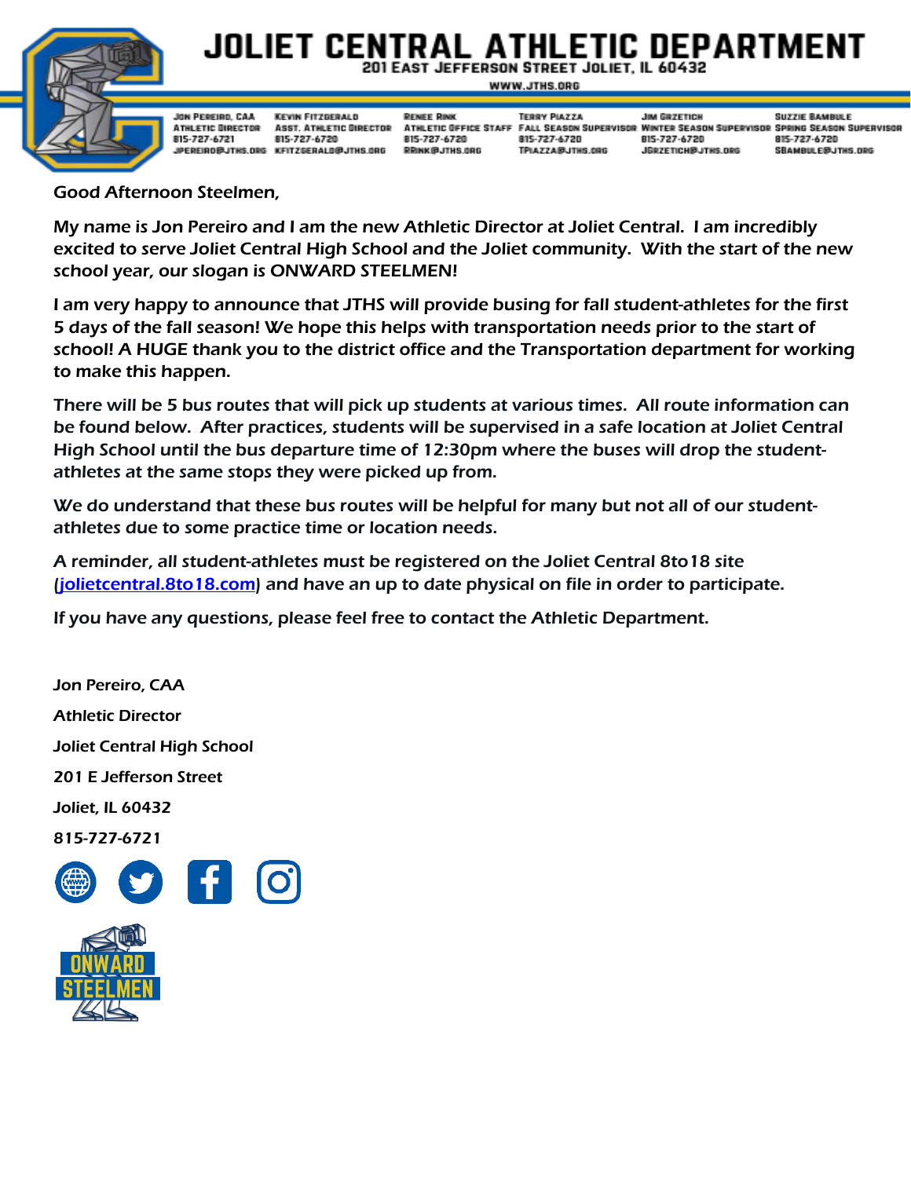# JOLIET CENTRAL ATHLETIC DEPARTMENT

201 East Jefferson Street Joliet, IL 60432

www.jths.org

| Jon Pereiro, CAA | Kevin Fitzgerald | Renee Rink | Terry Piazza | Jim Grzetich | Suzzie Bambule |
|---|---|---|---|---|---|
| Athletic Director | Asst. Athletic Director | Athletic Office Staff | Fall Season Supervisor | Winter Season Supervisor | Spring Season Supervisor |
| 815-727-6721 | 815-727-6720 | 815-727-6720 | 815-727-6720 | 815-727-6720 | 815-727-6720 |
| jpereiro@jths.org | kfitzgerald@jths.org | rrink@jths.org | tpiazza@jths.org | jgrzetich@jths.org | sbambule@jths.org |

Good Afternoon Steelmen,

My name is Jon Pereiro and I am the new Athletic Director at Joliet Central. I am incredibly excited to serve Joliet Central High School and the Joliet community. With the start of the new school year, our slogan is ONWARD STEELMEN!

I am very happy to announce that JTHS will provide busing for fall student-athletes for the first 5 days of the fall season! We hope this helps with transportation needs prior to the start of school! A HUGE thank you to the district office and the Transportation department for working to make this happen.

There will be 5 bus routes that will pick up students at various times. All route information can be found below. After practices, students will be supervised in a safe location at Joliet Central High School until the bus departure time of 12:30pm where the buses will drop the student-athletes at the same stops they were picked up from.

We do understand that these bus routes will be helpful for many but not all of our student-athletes due to some practice time or location needs.

A reminder, all student-athletes must be registered on the Joliet Central 8to18 site (jolietcentral.8to18.com) and have an up to date physical on file in order to participate.

If you have any questions, please feel free to contact the Athletic Department.

Jon Pereiro, CAA

Athletic Director

Joliet Central High School

201 E Jefferson Street

Joliet, IL 60432

815-727-6721

ONWARD STEELMEN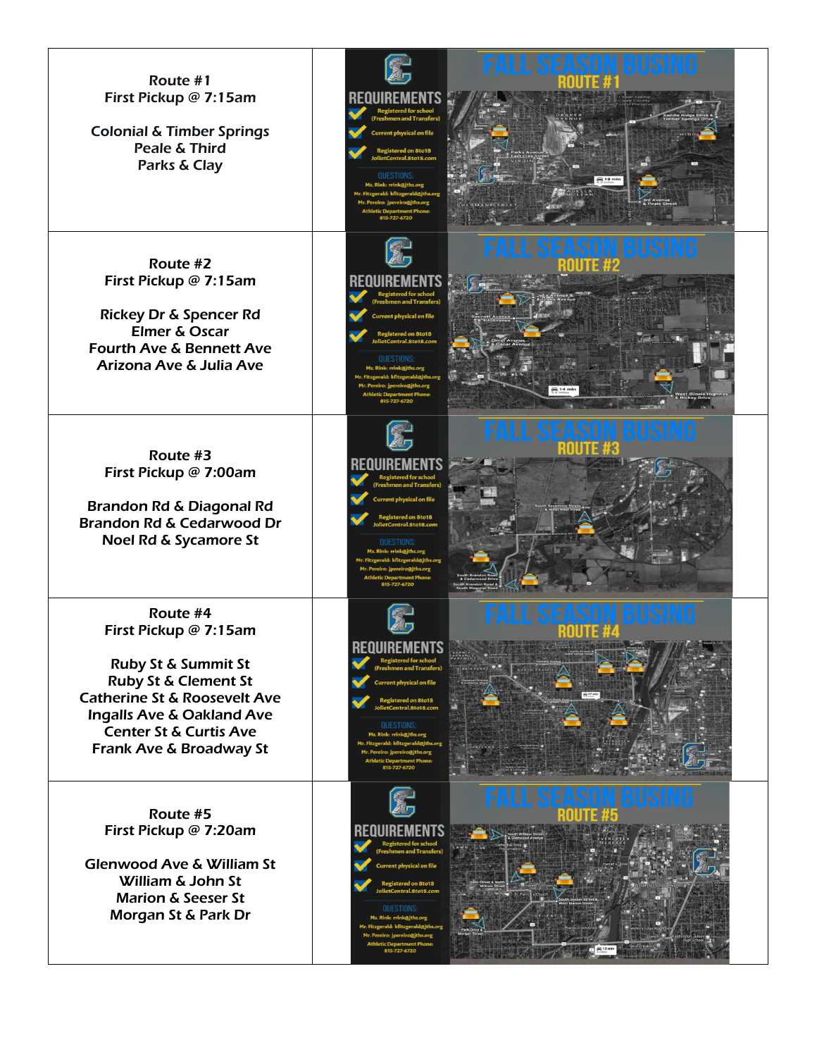| | |
|---|---|
| Route #1<br>First Pickup @ 7:15am<br><br>Colonial & Timber Springs<br>Peale & Third<br>Parks & Clay | |
| Route #2<br>First Pickup @ 7:15am<br><br>Rickey Dr & Spencer Rd<br>Elmer & Oscar<br>Fourth Ave & Bennett Ave<br>Arizona Ave & Julia Ave | |
| Route #3<br>First Pickup @ 7:00am<br><br>Brandon Rd & Diagonal Rd<br>Brandon Rd & Cedarwood Dr<br>Noel Rd & Sycamore St | |
| Route #4<br>First Pickup @ 7:15am<br><br>Ruby St & Summit St<br>Ruby St & Clement St<br>Catherine St & Roosevelt Ave<br>Ingalls Ave & Oakland Ave<br>Center St & Curtis Ave<br>Frank Ave & Broadway St | |
| Route #5<br>First Pickup @ 7:20am<br><br>Glenwood Ave & William St<br>William & John St<br>Marion & Seeser St<br>Morgan St & Park Dr | |